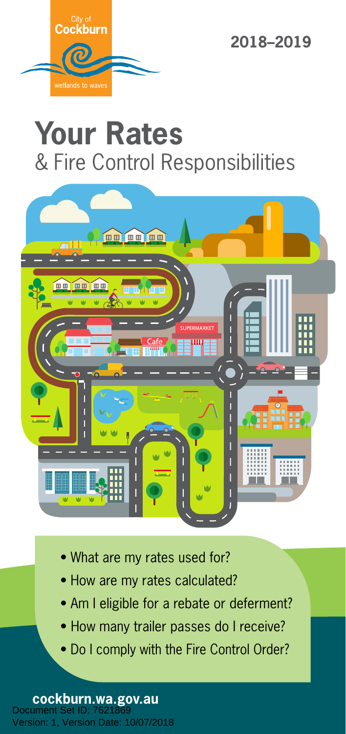City of Cockburn

wetlands to waves

2018–2019

# Your Rates
## & Fire Control Responsibilities

- What are my rates used for?
- How are my rates calculated?
- Am I eligible for a rebate or deferment?
- How many trailer passes do I receive?
- Do I comply with the Fire Control Order?

**cockburn.wa.gov.au**

Document Set ID: 7621869
Version: 1, Version Date: 10/07/2018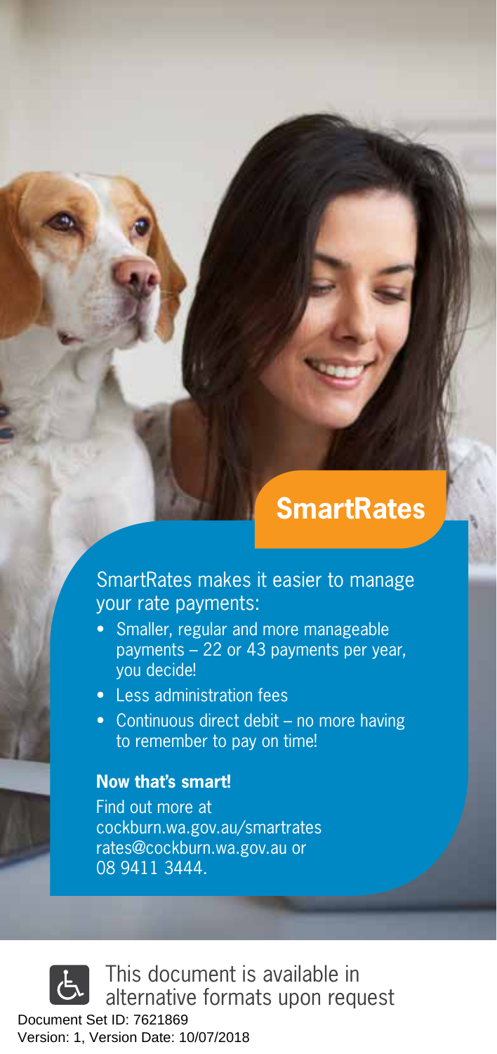## SmartRates

SmartRates makes it easier to manage your rate payments:

- Smaller, regular and more manageable payments – 22 or 43 payments per year, you decide!
- Less administration fees
- Continuous direct debit – no more having to remember to pay on time!

**Now that's smart!**

Find out more at cockburn.wa.gov.au/smartrates rates@cockburn.wa.gov.au or 08 9411 3444.

This document is available in alternative formats upon request

Document Set ID: 7621869
Version: 1, Version Date: 10/07/2018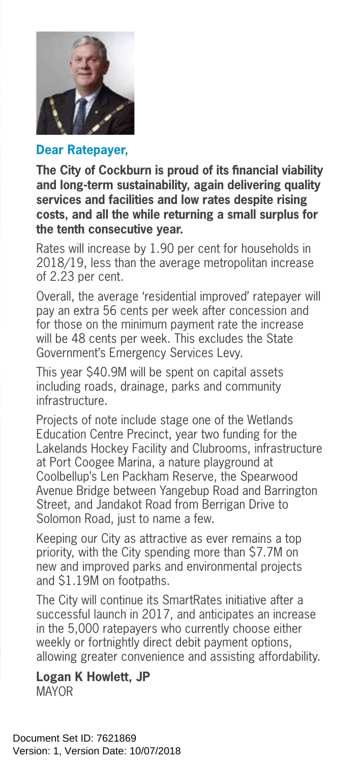**Dear Ratepayer,**

**The City of Cockburn is proud of its financial viability and long-term sustainability, again delivering quality services and facilities and low rates despite rising costs, and all the while returning a small surplus for the tenth consecutive year.**

Rates will increase by 1.90 per cent for households in 2018/19, less than the average metropolitan increase of 2.23 per cent.

Overall, the average 'residential improved' ratepayer will pay an extra 56 cents per week after concession and for those on the minimum payment rate the increase will be 48 cents per week. This excludes the State Government's Emergency Services Levy.

This year $40.9M will be spent on capital assets including roads, drainage, parks and community infrastructure.

Projects of note include stage one of the Wetlands Education Centre Precinct, year two funding for the Lakelands Hockey Facility and Clubrooms, infrastructure at Port Coogee Marina, a nature playground at Coolbellup's Len Packham Reserve, the Spearwood Avenue Bridge between Yangebup Road and Barrington Street, and Jandakot Road from Berrigan Drive to Solomon Road, just to name a few.

Keeping our City as attractive as ever remains a top priority, with the City spending more than $7.7M on new and improved parks and environmental projects and $1.19M on footpaths.

The City will continue its SmartRates initiative after a successful launch in 2017, and anticipates an increase in the 5,000 ratepayers who currently choose either weekly or fortnightly direct debit payment options, allowing greater convenience and assisting affordability.

**Logan K Howlett, JP**
MAYOR

Document Set ID: 7621869
Version: 1, Version Date: 10/07/2018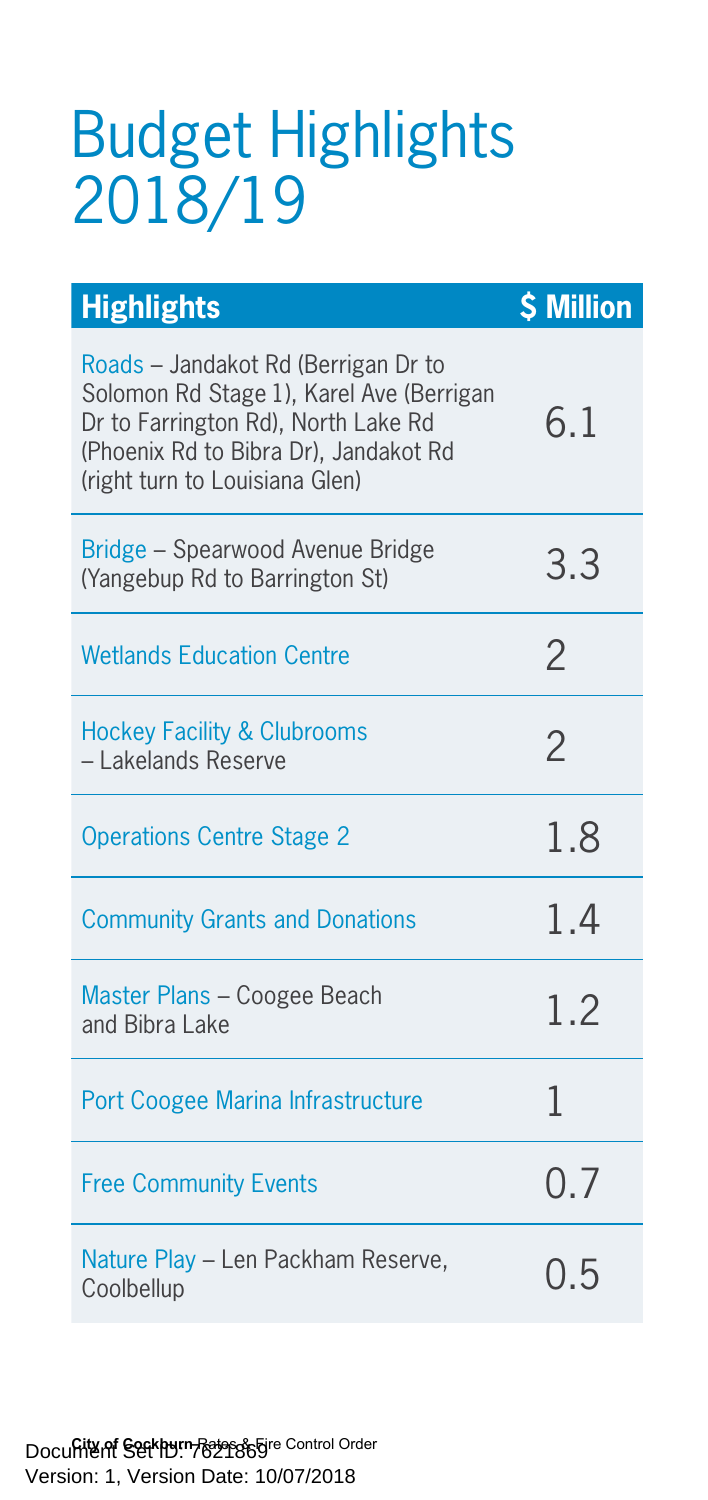# Budget Highlights 2018/19

| Highlights | $ Million |
|---|---|
| Roads – Jandakot Rd (Berrigan Dr to Solomon Rd Stage 1), Karel Ave (Berrigan Dr to Farrington Rd), North Lake Rd (Phoenix Rd to Bibra Dr), Jandakot Rd (right turn to Louisiana Glen) | 6.1 |
| Bridge – Spearwood Avenue Bridge (Yangebup Rd to Barrington St) | 3.3 |
| Wetlands Education Centre | 2 |
| Hockey Facility & Clubrooms – Lakelands Reserve | 2 |
| Operations Centre Stage 2 | 1.8 |
| Community Grants and Donations | 1.4 |
| Master Plans – Coogee Beach and Bibra Lake | 1.2 |
| Port Coogee Marina Infrastructure | 1 |
| Free Community Events | 0.7 |
| Nature Play – Len Packham Reserve, Coolbellup | 0.5 |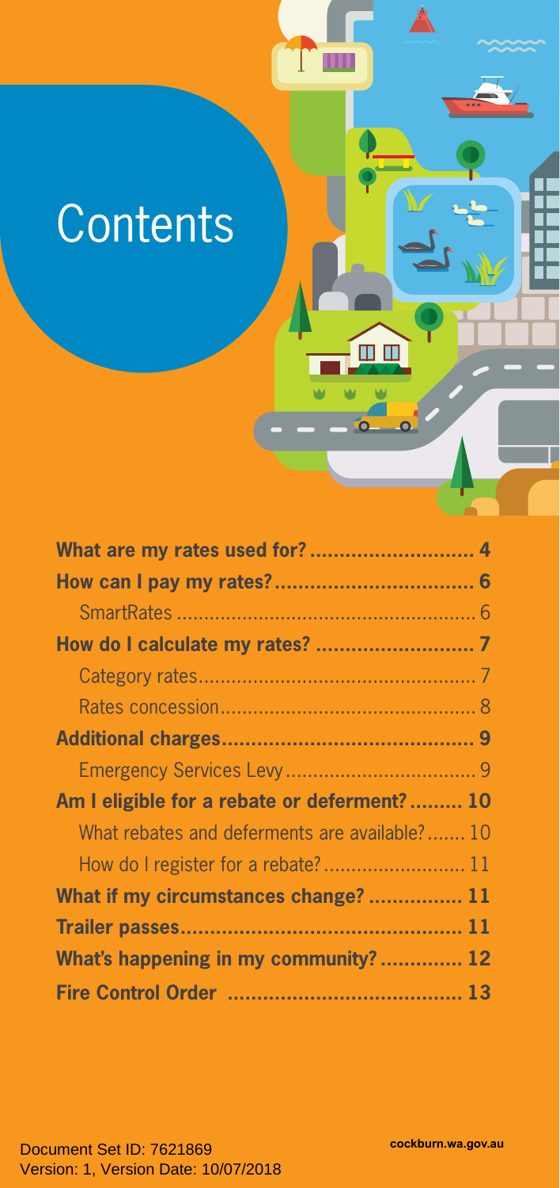# Contents

| | |
|---|---|
| **What are my rates used for?** | **4** |
| **How can I pay my rates?** | **6** |
| SmartRates | 6 |
| **How do I calculate my rates?** | **7** |
| Category rates | 7 |
| Rates concession | 8 |
| **Additional charges** | **9** |
| Emergency Services Levy | 9 |
| **Am I eligible for a rebate or deferment?** | **10** |
| What rebates and deferments are available? | 10 |
| How do I register for a rebate? | 11 |
| **What if my circumstances change?** | **11** |
| **Trailer passes** | **11** |
| **What's happening in my community?** | **12** |
| **Fire Control Order** | **13** |

Document Set ID: 7621869
Version: 1, Version Date: 10/07/2018

cockburn.wa.gov.au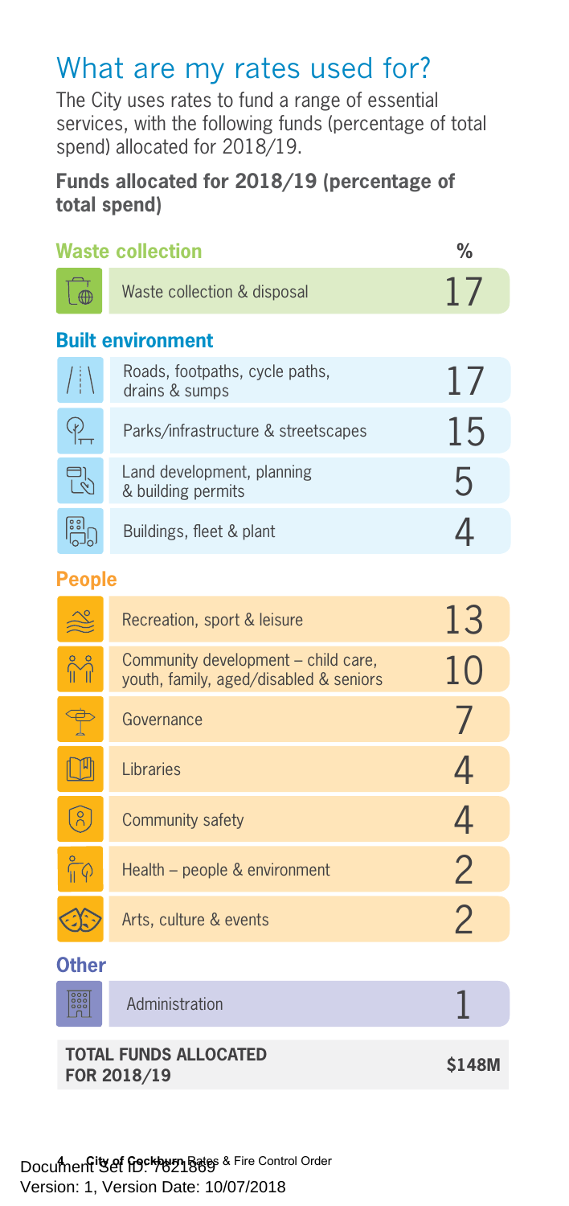# What are my rates used for?

The City uses rates to fund a range of essential services, with the following funds (percentage of total spend) allocated for 2018/19.

**Funds allocated for 2018/19 (percentage of total spend)**

| Category | % |
|---|---|
| **Waste collection** | |
| Waste collection & disposal | 17 |
| **Built environment** | |
| Roads, footpaths, cycle paths, drains & sumps | 17 |
| Parks/infrastructure & streetscapes | 15 |
| Land development, planning & building permits | 5 |
| Buildings, fleet & plant | 4 |
| **People** | |
| Recreation, sport & leisure | 13 |
| Community development – child care, youth, family, aged/disabled & seniors | 10 |
| Governance | 7 |
| Libraries | 4 |
| Community safety | 4 |
| Health – people & environment | 2 |
| Arts, culture & events | 2 |
| **Other** | |
| Administration | 1 |
| **TOTAL FUNDS ALLOCATED FOR 2018/19** | **$148M** |

Document Set ID: 7621869
Version: 1, Version Date: 10/07/2018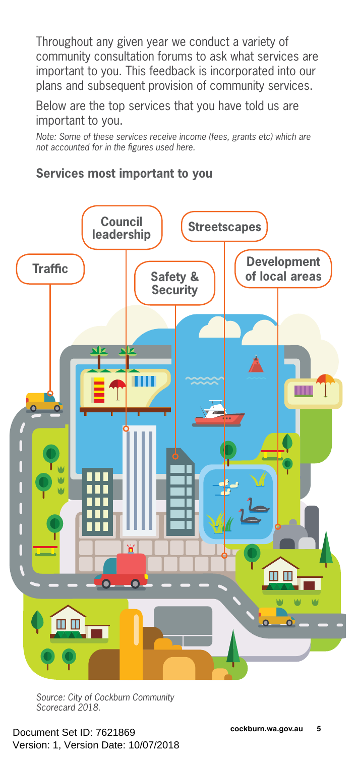Throughout any given year we conduct a variety of community consultation forums to ask what services are important to you. This feedback is incorporated into our plans and subsequent provision of community services.

Below are the top services that you have told us are important to you.

*Note: Some of these services receive income (fees, grants etc) which are not accounted for in the figures used here.*

## Services most important to you

- Traffic
- Council leadership
- Safety & Security
- Streetscapes
- Development of local areas

*Source: City of Cockburn Community Scorecard 2018.*

Document Set ID: 7621869
Version: 1, Version Date: 10/07/2018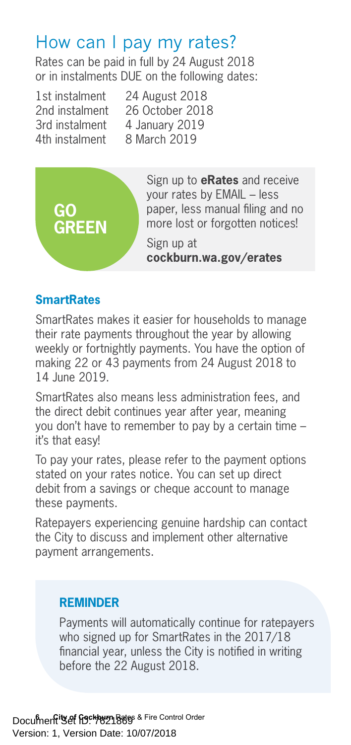# How can I pay my rates?

Rates can be paid in full by 24 August 2018 or in instalments DUE on the following dates:

| | |
|---|---|
| 1st instalment | 24 August 2018 |
| 2nd instalment | 26 October 2018 |
| 3rd instalment | 4 January 2019 |
| 4th instalment | 8 March 2019 |

**GO GREEN**

Sign up to **eRates** and receive your rates by EMAIL – less paper, less manual filing and no more lost or forgotten notices!

Sign up at **cockburn.wa.gov/erates**

### SmartRates

SmartRates makes it easier for households to manage their rate payments throughout the year by allowing weekly or fortnightly payments. You have the option of making 22 or 43 payments from 24 August 2018 to 14 June 2019.

SmartRates also means less administration fees, and the direct debit continues year after year, meaning you don't have to remember to pay by a certain time – it's that easy!

To pay your rates, please refer to the payment options stated on your rates notice. You can set up direct debit from a savings or cheque account to manage these payments.

Ratepayers experiencing genuine hardship can contact the City to discuss and implement other alternative payment arrangements.

### REMINDER

Payments will automatically continue for ratepayers who signed up for SmartRates in the 2017/18 financial year, unless the City is notified in writing before the 22 August 2018.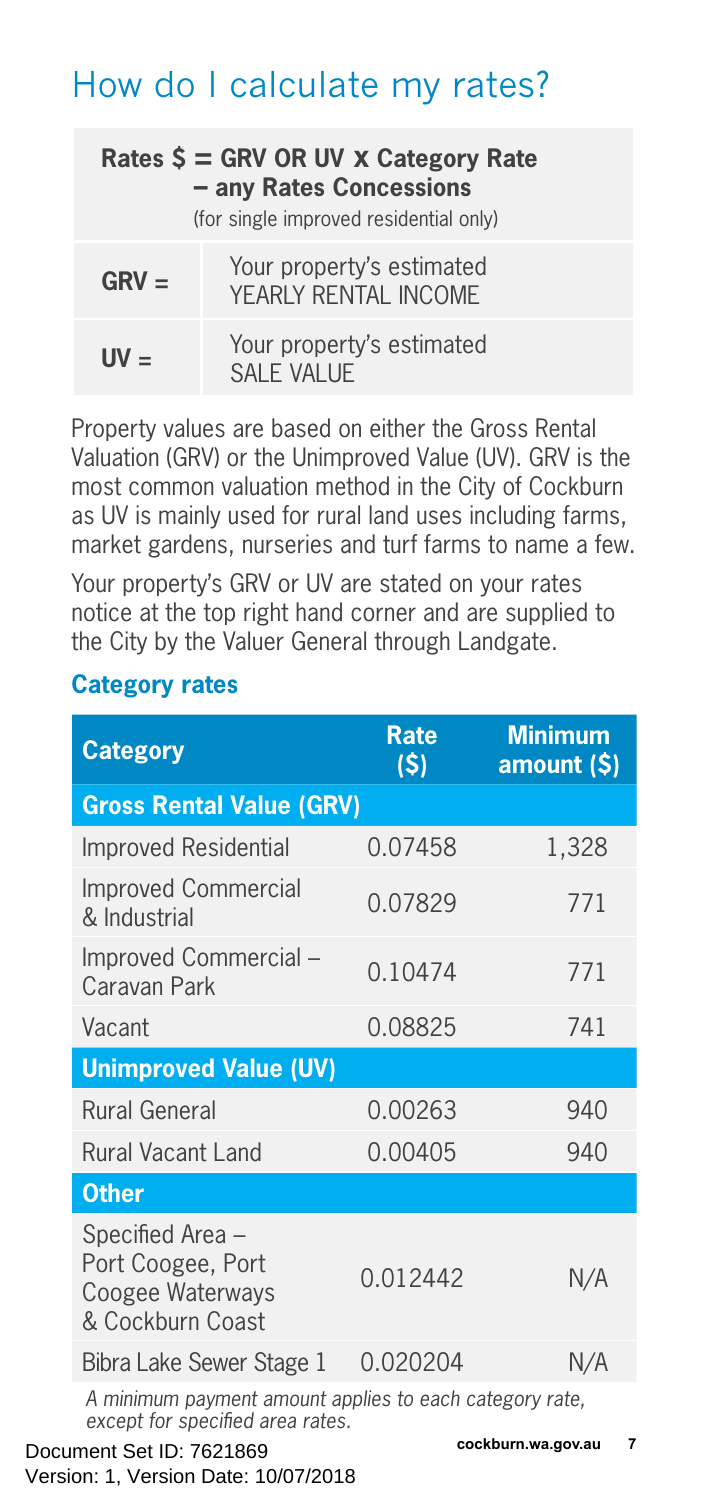# How do I calculate my rates?

| **Rates $ = GRV OR UV x Category Rate – any Rates Concessions** (for single improved residential only) | |
|---|---|
| **GRV =** | Your property's estimated YEARLY RENTAL INCOME |
| **UV =** | Your property's estimated SALE VALUE |

Property values are based on either the Gross Rental Valuation (GRV) or the Unimproved Value (UV). GRV is the most common valuation method in the City of Cockburn as UV is mainly used for rural land uses including farms, market gardens, nurseries and turf farms to name a few.

Your property's GRV or UV are stated on your rates notice at the top right hand corner and are supplied to the City by the Valuer General through Landgate.

### Category rates

| Category | Rate ($) | Minimum amount ($) |
|---|---|---|
| **Gross Rental Value (GRV)** | | |
| Improved Residential | 0.07458 | 1,328 |
| Improved Commercial & Industrial | 0.07829 | 771 |
| Improved Commercial – Caravan Park | 0.10474 | 771 |
| Vacant | 0.08825 | 741 |
| **Unimproved Value (UV)** | | |
| Rural General | 0.00263 | 940 |
| Rural Vacant Land | 0.00405 | 940 |
| **Other** | | |
| Specified Area – Port Coogee, Port Coogee Waterways & Cockburn Coast | 0.012442 | N/A |
| Bibra Lake Sewer Stage 1 | 0.020204 | N/A |

*A minimum payment amount applies to each category rate, except for specified area rates.*

Document Set ID: 7621869
Version: 1, Version Date: 10/07/2018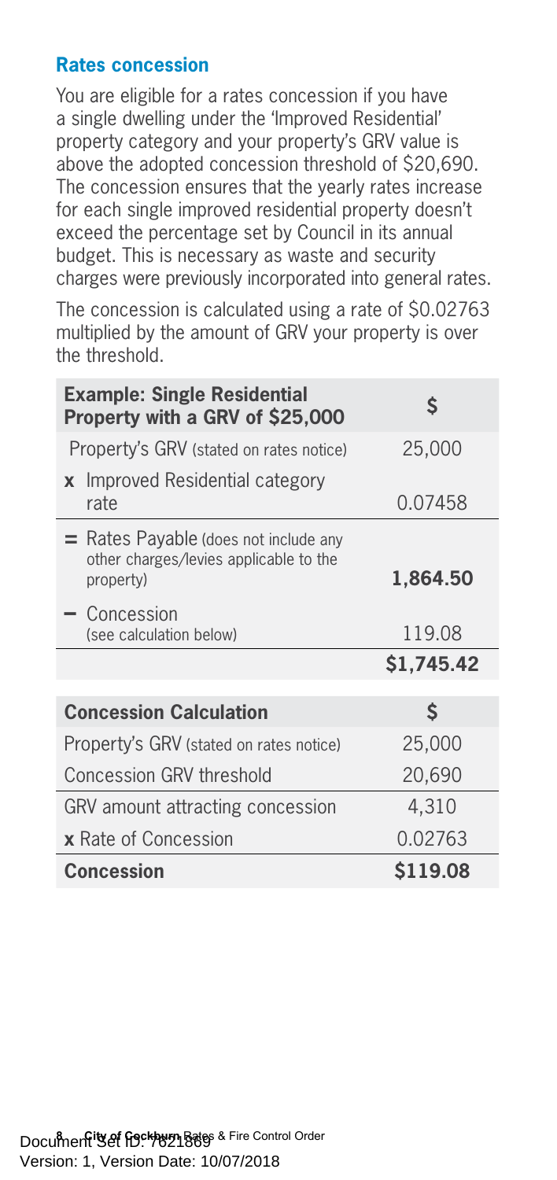## Rates concession

You are eligible for a rates concession if you have a single dwelling under the 'Improved Residential' property category and your property's GRV value is above the adopted concession threshold of $20,690. The concession ensures that the yearly rates increase for each single improved residential property doesn't exceed the percentage set by Council in its annual budget. This is necessary as waste and security charges were previously incorporated into general rates.

The concession is calculated using a rate of $0.02763 multiplied by the amount of GRV your property is over the threshold.

| **Example: Single Residential Property with a GRV of $25,000** | **$** |
|---|---|
| Property's GRV (stated on rates notice) | 25,000 |
| **x** Improved Residential category rate | 0.07458 |
| **=** Rates Payable (does not include any other charges/levies applicable to the property) | **1,864.50** |
| **–** Concession (see calculation below) | 119.08 |
| | **$1,745.42** |

| **Concession Calculation** | **$** |
|---|---|
| Property's GRV (stated on rates notice) | 25,000 |
| Concession GRV threshold | 20,690 |
| GRV amount attracting concession | 4,310 |
| **x** Rate of Concession | 0.02763 |
| **Concession** | **$119.08** |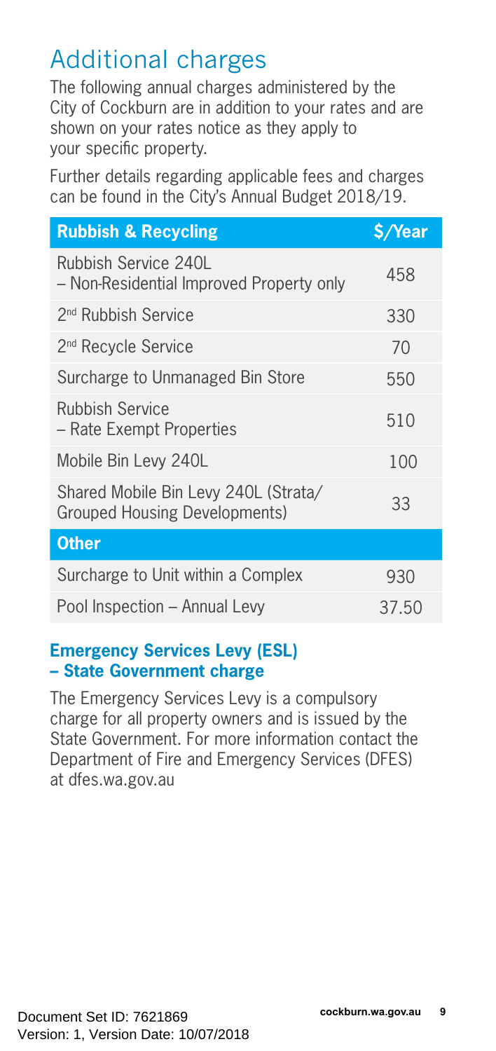# Additional charges

The following annual charges administered by the City of Cockburn are in addition to your rates and are shown on your rates notice as they apply to your specific property.

Further details regarding applicable fees and charges can be found in the City's Annual Budget 2018/19.

| Rubbish & Recycling | $/Year |
|---|---|
| Rubbish Service 240L – Non-Residential Improved Property only | 458 |
| 2nd Rubbish Service | 330 |
| 2nd Recycle Service | 70 |
| Surcharge to Unmanaged Bin Store | 550 |
| Rubbish Service – Rate Exempt Properties | 510 |
| Mobile Bin Levy 240L | 100 |
| Shared Mobile Bin Levy 240L (Strata/ Grouped Housing Developments) | 33 |
| **Other** | |
| Surcharge to Unit within a Complex | 930 |
| Pool Inspection – Annual Levy | 37.50 |

### Emergency Services Levy (ESL) – State Government charge

The Emergency Services Levy is a compulsory charge for all property owners and is issued by the State Government. For more information contact the Department of Fire and Emergency Services (DFES) at dfes.wa.gov.au

Document Set ID: 7621869
Version: 1, Version Date: 10/07/2018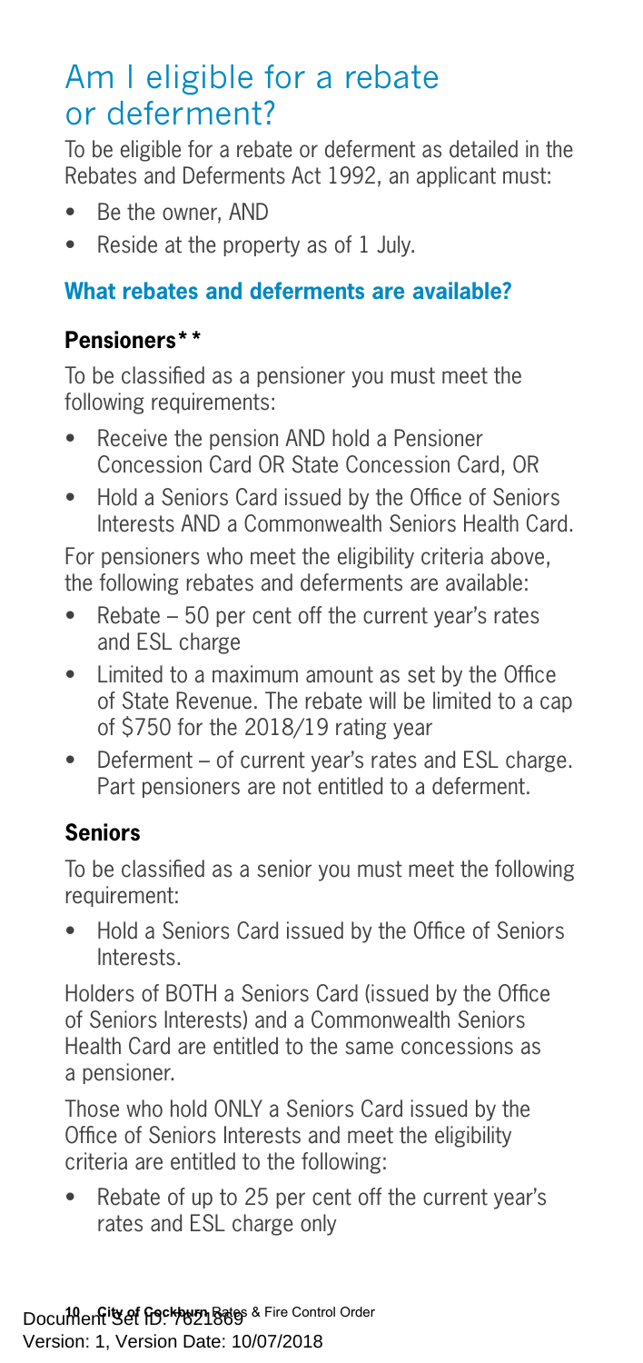# Am I eligible for a rebate or deferment?

To be eligible for a rebate or deferment as detailed in the Rebates and Deferments Act 1992, an applicant must:

- Be the owner, AND
- Reside at the property as of 1 July.

### What rebates and deferments are available?

#### Pensioners**

To be classified as a pensioner you must meet the following requirements:

- Receive the pension AND hold a Pensioner Concession Card OR State Concession Card, OR
- Hold a Seniors Card issued by the Office of Seniors Interests AND a Commonwealth Seniors Health Card.

For pensioners who meet the eligibility criteria above, the following rebates and deferments are available:

- Rebate – 50 per cent off the current year's rates and ESL charge
- Limited to a maximum amount as set by the Office of State Revenue. The rebate will be limited to a cap of $750 for the 2018/19 rating year
- Deferment – of current year's rates and ESL charge. Part pensioners are not entitled to a deferment.

#### Seniors

To be classified as a senior you must meet the following requirement:

- Hold a Seniors Card issued by the Office of Seniors Interests.

Holders of BOTH a Seniors Card (issued by the Office of Seniors Interests) and a Commonwealth Seniors Health Card are entitled to the same concessions as a pensioner.

Those who hold ONLY a Seniors Card issued by the Office of Seniors Interests and meet the eligibility criteria are entitled to the following:

- Rebate of up to 25 per cent off the current year's rates and ESL charge only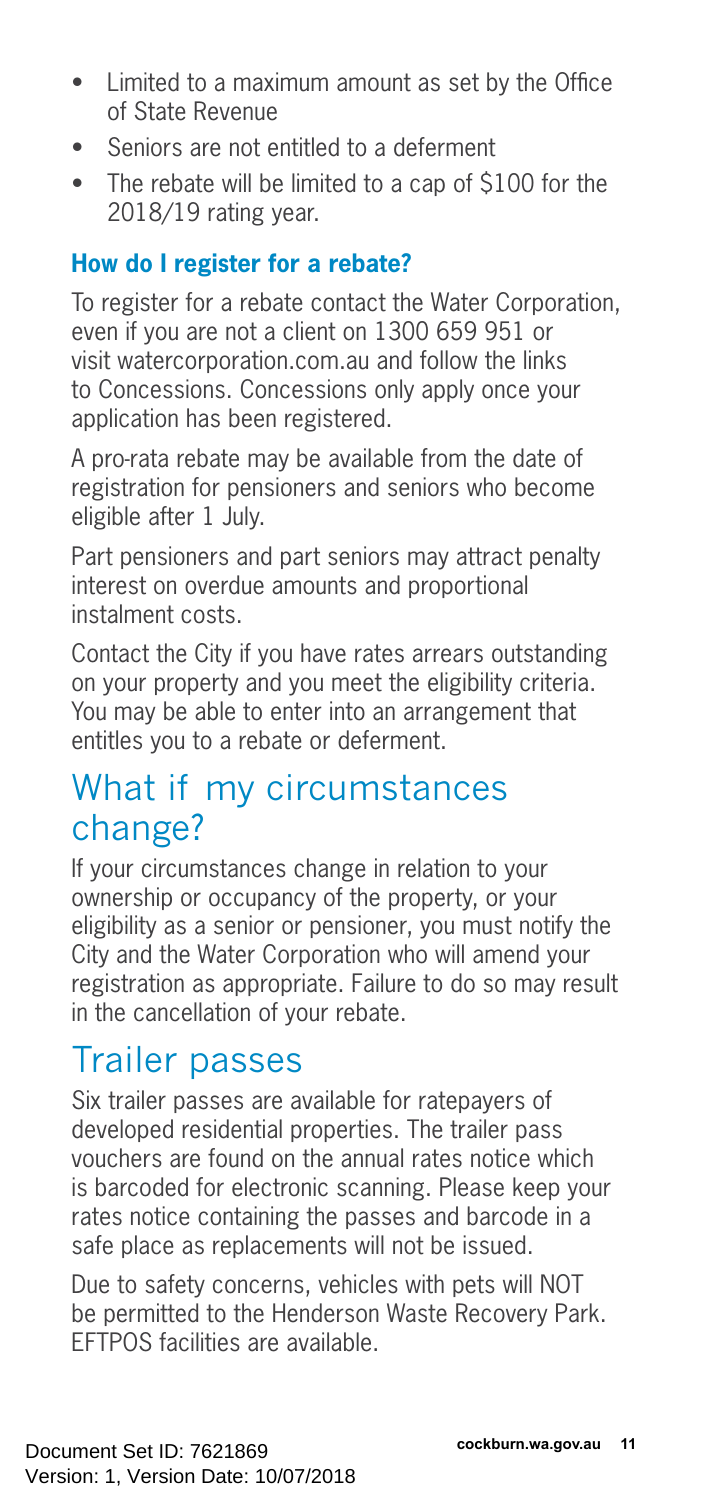- Limited to a maximum amount as set by the Office of State Revenue
- Seniors are not entitled to a deferment
- The rebate will be limited to a cap of $100 for the 2018/19 rating year.

### How do I register for a rebate?

To register for a rebate contact the Water Corporation, even if you are not a client on 1300 659 951 or visit watercorporation.com.au and follow the links to Concessions. Concessions only apply once your application has been registered.

A pro-rata rebate may be available from the date of registration for pensioners and seniors who become eligible after 1 July.

Part pensioners and part seniors may attract penalty interest on overdue amounts and proportional instalment costs.

Contact the City if you have rates arrears outstanding on your property and you meet the eligibility criteria. You may be able to enter into an arrangement that entitles you to a rebate or deferment.

## What if my circumstances change?

If your circumstances change in relation to your ownership or occupancy of the property, or your eligibility as a senior or pensioner, you must notify the City and the Water Corporation who will amend your registration as appropriate. Failure to do so may result in the cancellation of your rebate.

## Trailer passes

Six trailer passes are available for ratepayers of developed residential properties. The trailer pass vouchers are found on the annual rates notice which is barcoded for electronic scanning. Please keep your rates notice containing the passes and barcode in a safe place as replacements will not be issued.

Due to safety concerns, vehicles with pets will NOT be permitted to the Henderson Waste Recovery Park. EFTPOS facilities are available.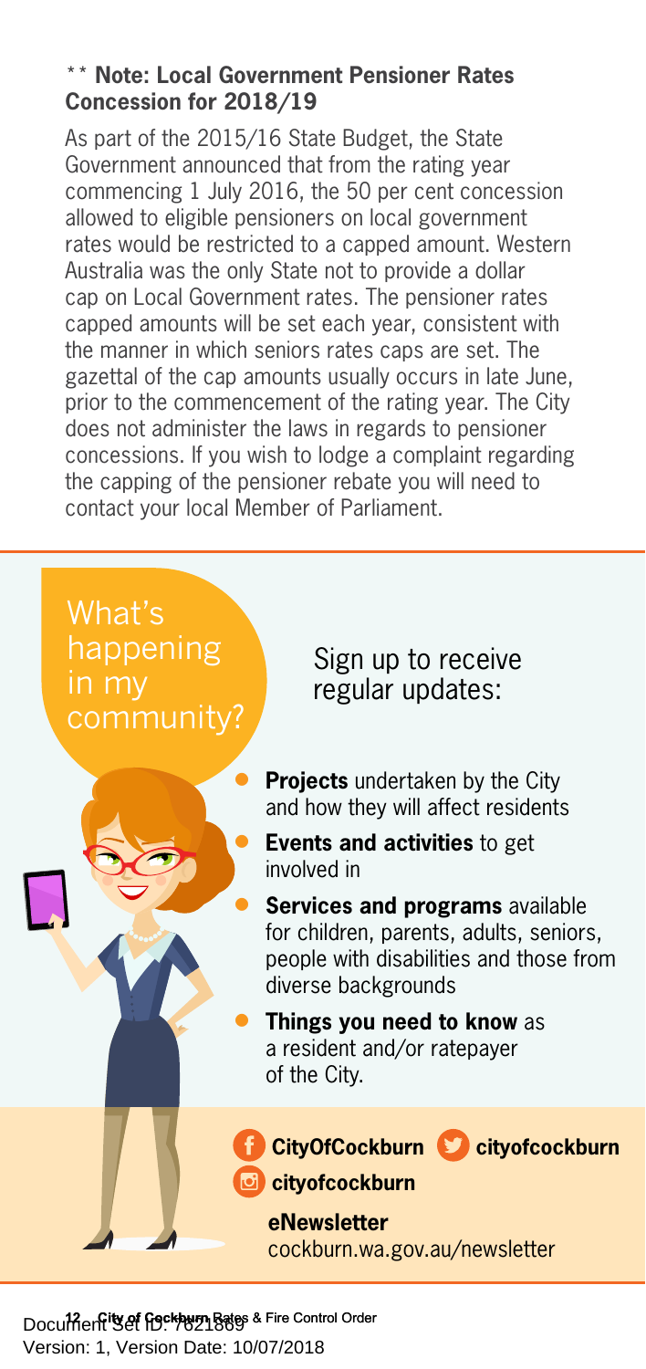** **Note: Local Government Pensioner Rates Concession for 2018/19**

As part of the 2015/16 State Budget, the State Government announced that from the rating year commencing 1 July 2016, the 50 per cent concession allowed to eligible pensioners on local government rates would be restricted to a capped amount. Western Australia was the only State not to provide a dollar cap on Local Government rates. The pensioner rates capped amounts will be set each year, consistent with the manner in which seniors rates caps are set. The gazettal of the cap amounts usually occurs in late June, prior to the commencement of the rating year. The City does not administer the laws in regards to pensioner concessions. If you wish to lodge a complaint regarding the capping of the pensioner rebate you will need to contact your local Member of Parliament.

## What's happening in my community?

Sign up to receive regular updates:

- **Projects** undertaken by the City and how they will affect residents
- **Events and activities** to get involved in
- **Services and programs** available for children, parents, adults, seniors, people with disabilities and those from diverse backgrounds
- **Things you need to know** as a resident and/or ratepayer of the City.

**CityOfCockburn** **cityofcockburn**

**cityofcockburn**

**eNewsletter**
cockburn.wa.gov.au/newsletter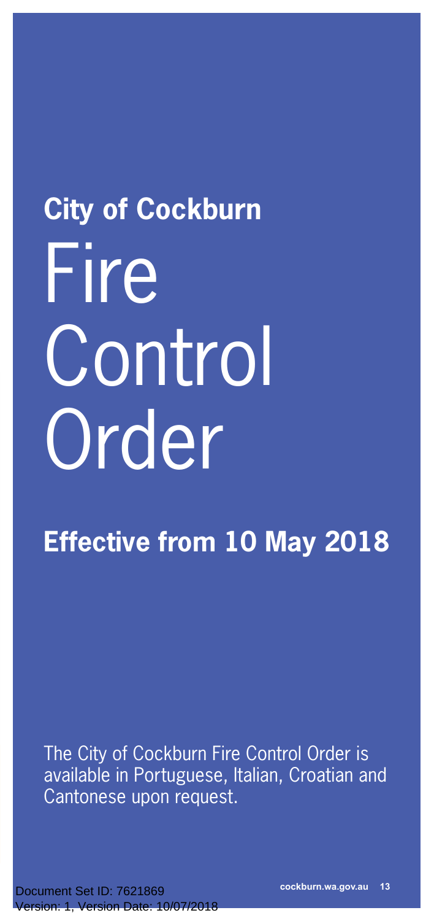# City of Cockburn Fire Control Order

## Effective from 10 May 2018

The City of Cockburn Fire Control Order is available in Portuguese, Italian, Croatian and Cantonese upon request.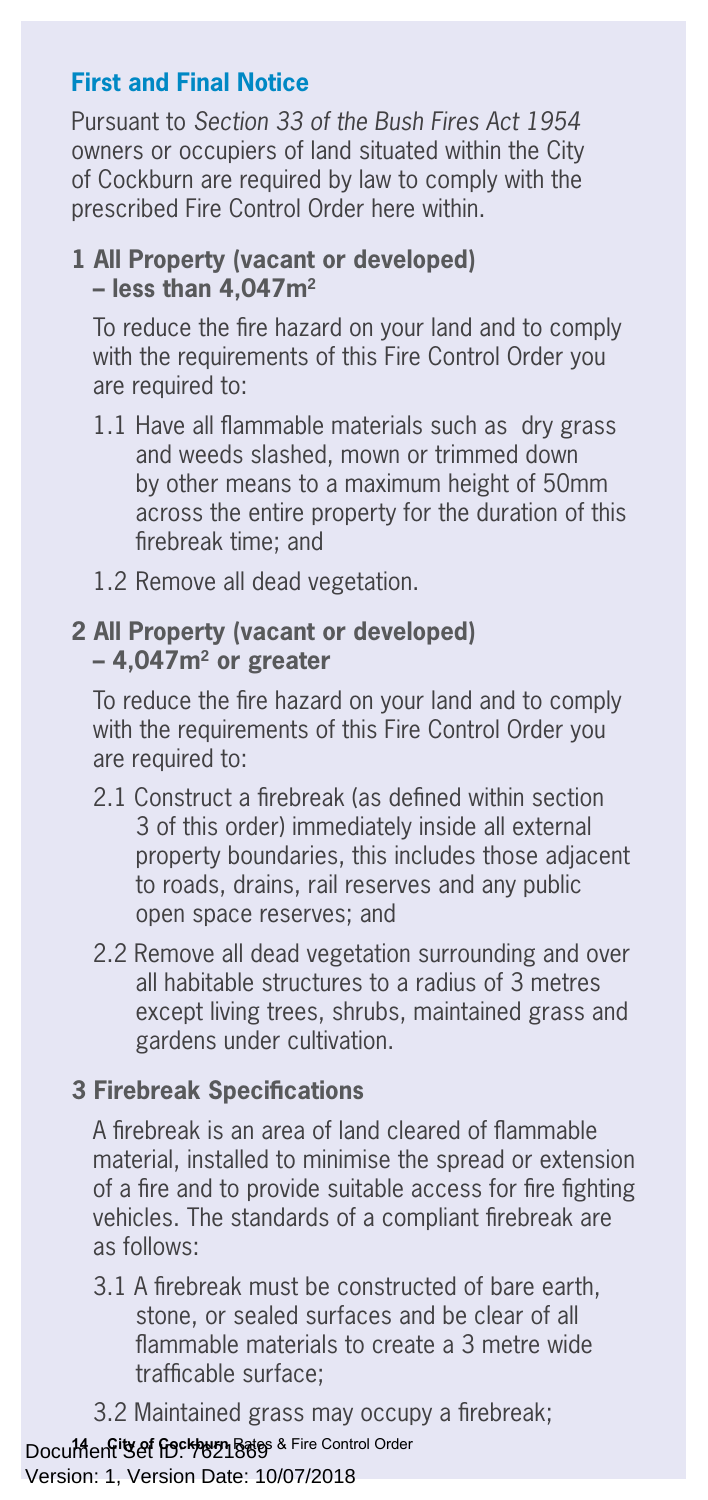## First and Final Notice

Pursuant to *Section 33 of the Bush Fires Act 1954* owners or occupiers of land situated within the City of Cockburn are required by law to comply with the prescribed Fire Control Order here within.

### 1 All Property (vacant or developed) – less than 4,047m$^2$

To reduce the fire hazard on your land and to comply with the requirements of this Fire Control Order you are required to:

1.1 Have all flammable materials such as dry grass and weeds slashed, mown or trimmed down by other means to a maximum height of 50mm across the entire property for the duration of this firebreak time; and

1.2 Remove all dead vegetation.

### 2 All Property (vacant or developed) – 4,047m$^2$ or greater

To reduce the fire hazard on your land and to comply with the requirements of this Fire Control Order you are required to:

2.1 Construct a firebreak (as defined within section 3 of this order) immediately inside all external property boundaries, this includes those adjacent to roads, drains, rail reserves and any public open space reserves; and

2.2 Remove all dead vegetation surrounding and over all habitable structures to a radius of 3 metres except living trees, shrubs, maintained grass and gardens under cultivation.

### 3 Firebreak Specifications

A firebreak is an area of land cleared of flammable material, installed to minimise the spread or extension of a fire and to provide suitable access for fire fighting vehicles. The standards of a compliant firebreak are as follows:

3.1 A firebreak must be constructed of bare earth, stone, or sealed surfaces and be clear of all flammable materials to create a 3 metre wide trafficable surface;

3.2 Maintained grass may occupy a firebreak;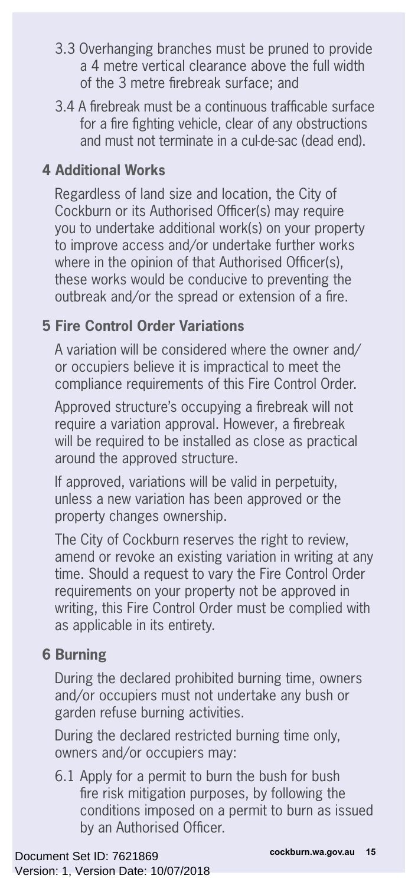3.3 Overhanging branches must be pruned to provide a 4 metre vertical clearance above the full width of the 3 metre firebreak surface; and

3.4 A firebreak must be a continuous trafficable surface for a fire fighting vehicle, clear of any obstructions and must not terminate in a cul-de-sac (dead end).

## 4 Additional Works

Regardless of land size and location, the City of Cockburn or its Authorised Officer(s) may require you to undertake additional work(s) on your property to improve access and/or undertake further works where in the opinion of that Authorised Officer(s), these works would be conducive to preventing the outbreak and/or the spread or extension of a fire.

## 5 Fire Control Order Variations

A variation will be considered where the owner and/or occupiers believe it is impractical to meet the compliance requirements of this Fire Control Order.

Approved structure's occupying a firebreak will not require a variation approval. However, a firebreak will be required to be installed as close as practical around the approved structure.

If approved, variations will be valid in perpetuity, unless a new variation has been approved or the property changes ownership.

The City of Cockburn reserves the right to review, amend or revoke an existing variation in writing at any time. Should a request to vary the Fire Control Order requirements on your property not be approved in writing, this Fire Control Order must be complied with as applicable in its entirety.

## 6 Burning

During the declared prohibited burning time, owners and/or occupiers must not undertake any bush or garden refuse burning activities.

During the declared restricted burning time only, owners and/or occupiers may:

6.1 Apply for a permit to burn the bush for bush fire risk mitigation purposes, by following the conditions imposed on a permit to burn as issued by an Authorised Officer.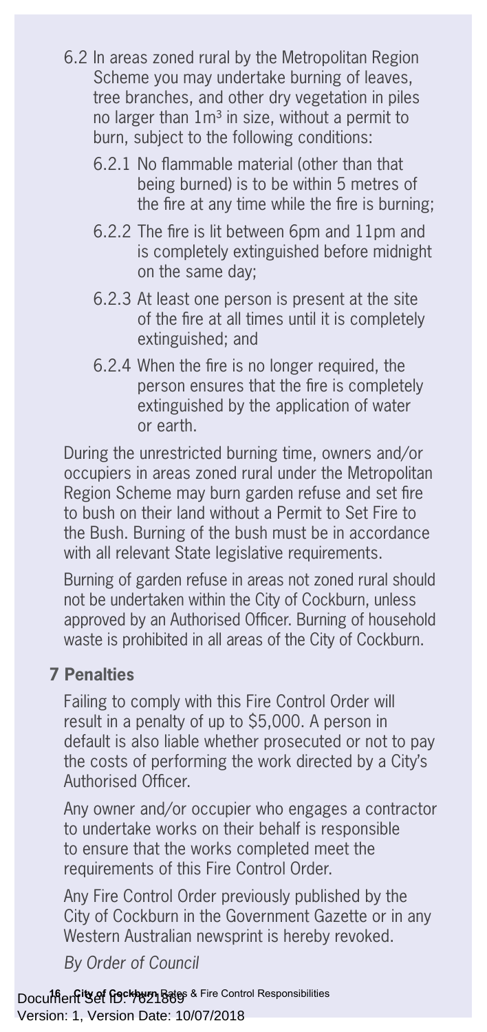6.2 In areas zoned rural by the Metropolitan Region Scheme you may undertake burning of leaves, tree branches, and other dry vegetation in piles no larger than $1m^3$ in size, without a permit to burn, subject to the following conditions:

- 6.2.1 No flammable material (other than that being burned) is to be within 5 metres of the fire at any time while the fire is burning;
- 6.2.2 The fire is lit between 6pm and 11pm and is completely extinguished before midnight on the same day;
- 6.2.3 At least one person is present at the site of the fire at all times until it is completely extinguished; and
- 6.2.4 When the fire is no longer required, the person ensures that the fire is completely extinguished by the application of water or earth.

During the unrestricted burning time, owners and/or occupiers in areas zoned rural under the Metropolitan Region Scheme may burn garden refuse and set fire to bush on their land without a Permit to Set Fire to the Bush. Burning of the bush must be in accordance with all relevant State legislative requirements.

Burning of garden refuse in areas not zoned rural should not be undertaken within the City of Cockburn, unless approved by an Authorised Officer. Burning of household waste is prohibited in all areas of the City of Cockburn.

## 7 Penalties

Failing to comply with this Fire Control Order will result in a penalty of up to $5,000. A person in default is also liable whether prosecuted or not to pay the costs of performing the work directed by a City's Authorised Officer.

Any owner and/or occupier who engages a contractor to undertake works on their behalf is responsible to ensure that the works completed meet the requirements of this Fire Control Order.

Any Fire Control Order previously published by the City of Cockburn in the Government Gazette or in any Western Australian newsprint is hereby revoked.

*By Order of Council*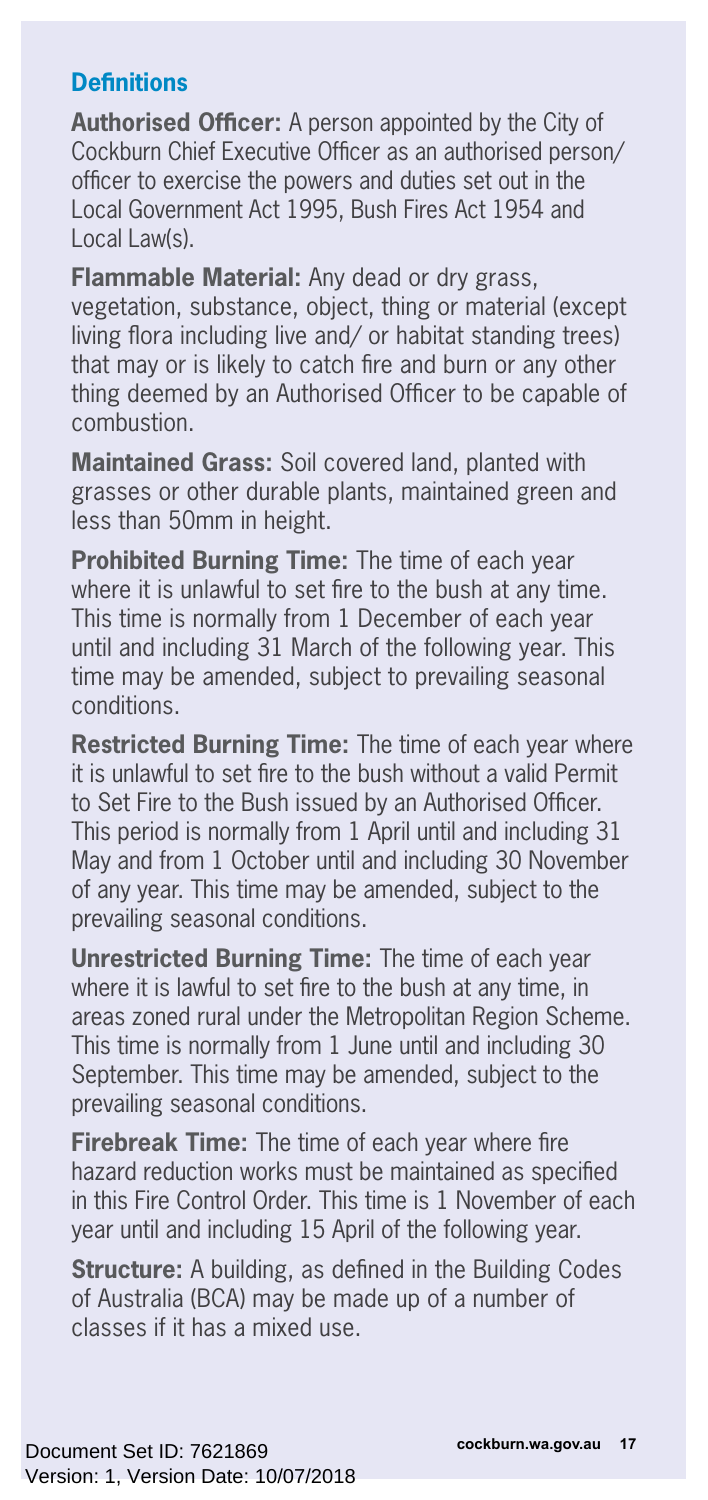## Definitions

**Authorised Officer:** A person appointed by the City of Cockburn Chief Executive Officer as an authorised person/ officer to exercise the powers and duties set out in the Local Government Act 1995, Bush Fires Act 1954 and Local Law(s).

**Flammable Material:** Any dead or dry grass, vegetation, substance, object, thing or material (except living flora including live and/ or habitat standing trees) that may or is likely to catch fire and burn or any other thing deemed by an Authorised Officer to be capable of combustion.

**Maintained Grass:** Soil covered land, planted with grasses or other durable plants, maintained green and less than 50mm in height.

**Prohibited Burning Time:** The time of each year where it is unlawful to set fire to the bush at any time. This time is normally from 1 December of each year until and including 31 March of the following year. This time may be amended, subject to prevailing seasonal conditions.

**Restricted Burning Time:** The time of each year where it is unlawful to set fire to the bush without a valid Permit to Set Fire to the Bush issued by an Authorised Officer. This period is normally from 1 April until and including 31 May and from 1 October until and including 30 November of any year. This time may be amended, subject to the prevailing seasonal conditions.

**Unrestricted Burning Time:** The time of each year where it is lawful to set fire to the bush at any time, in areas zoned rural under the Metropolitan Region Scheme. This time is normally from 1 June until and including 30 September. This time may be amended, subject to the prevailing seasonal conditions.

**Firebreak Time:** The time of each year where fire hazard reduction works must be maintained as specified in this Fire Control Order. This time is 1 November of each year until and including 15 April of the following year.

**Structure:** A building, as defined in the Building Codes of Australia (BCA) may be made up of a number of classes if it has a mixed use.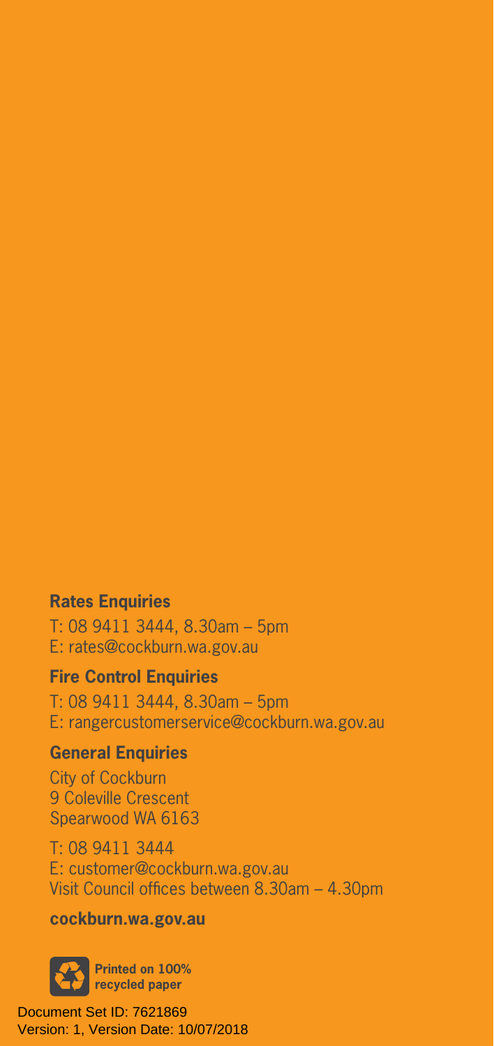**Rates Enquiries**

T: 08 9411 3444, 8.30am – 5pm
E: rates@cockburn.wa.gov.au

**Fire Control Enquiries**

T: 08 9411 3444, 8.30am – 5pm
E: rangercustomerservice@cockburn.wa.gov.au

**General Enquiries**

City of Cockburn
9 Coleville Crescent
Spearwood WA 6163

T: 08 9411 3444
E: customer@cockburn.wa.gov.au
Visit Council offices between 8.30am – 4.30pm

**cockburn.wa.gov.au**

**Printed on 100% recycled paper**

Document Set ID: 7621869
Version: 1, Version Date: 10/07/2018